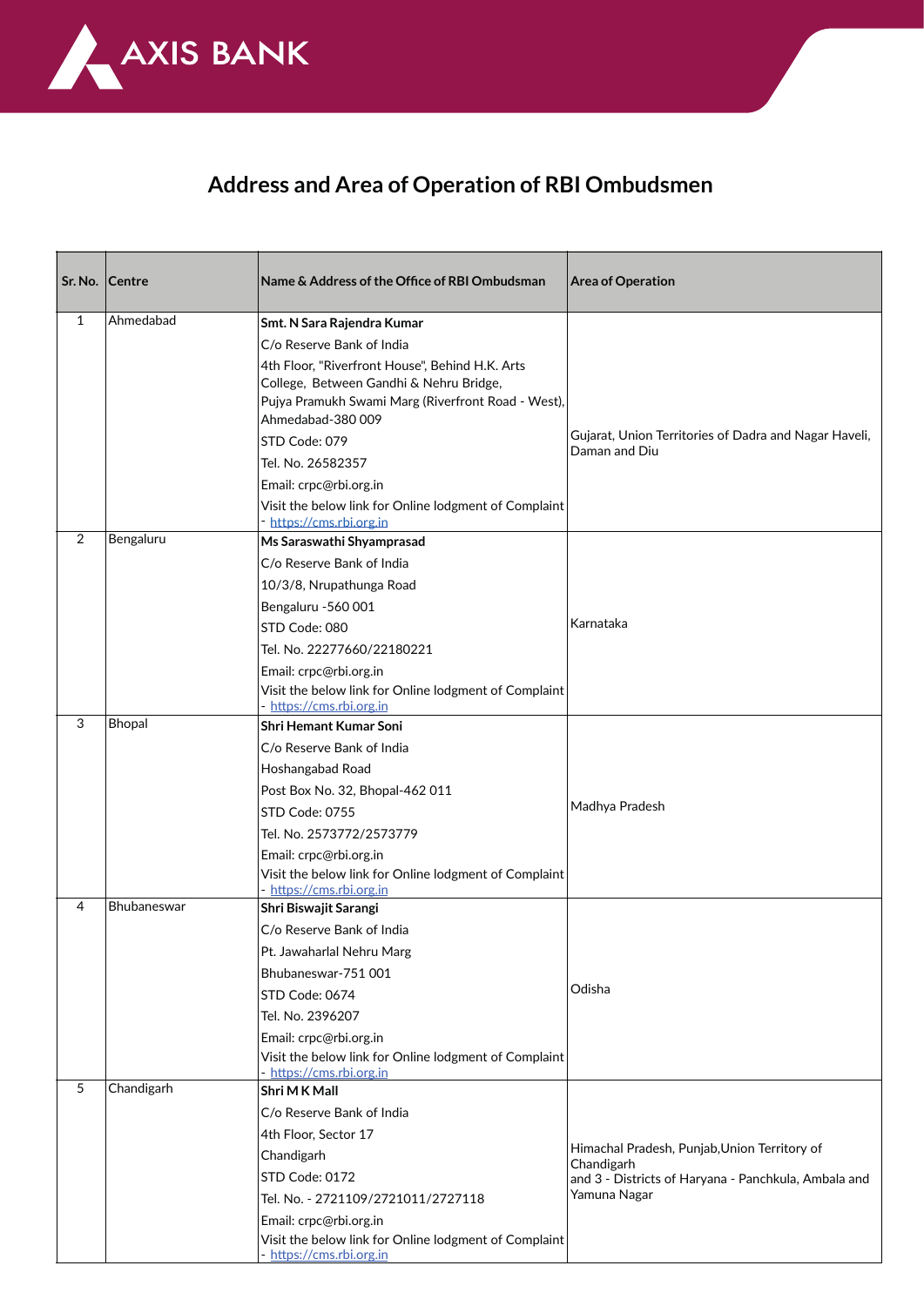# Address and Area of Operation of RBI Ombudsmen

| Sr. No. | Centre | Name & Address of the Office of RBI Ombudsman | Area of Operation |
|---|---|---|---|
| 1 | Ahmedabad | **Smt. N Sara Rajendra Kumar**<br>C/o Reserve Bank of India<br>4th Floor, "Riverfront House", Behind H.K. Arts College, Between Gandhi & Nehru Bridge,<br>Pujya Pramukh Swami Marg (Riverfront Road - West), Ahmedabad-380 009<br>STD Code: 079<br>Tel. No. 26582357<br>Email: crpc@rbi.org.in<br>Visit the below link for Online lodgment of Complaint - https://cms.rbi.org.in | Gujarat, Union Territories of Dadra and Nagar Haveli, Daman and Diu |
| 2 | Bengaluru | **Ms Saraswathi Shyamprasad**<br>C/o Reserve Bank of India<br>10/3/8, Nrupathunga Road<br>Bengaluru -560 001<br>STD Code: 080<br>Tel. No. 22277660/22180221<br>Email: crpc@rbi.org.in<br>Visit the below link for Online lodgment of Complaint - https://cms.rbi.org.in | Karnataka |
| 3 | Bhopal | **Shri Hemant Kumar Soni**<br>C/o Reserve Bank of India<br>Hoshangabad Road<br>Post Box No. 32, Bhopal-462 011<br>STD Code: 0755<br>Tel. No. 2573772/2573779<br>Email: crpc@rbi.org.in<br>Visit the below link for Online lodgment of Complaint - https://cms.rbi.org.in | Madhya Pradesh |
| 4 | Bhubaneswar | **Shri Biswajit Sarangi**<br>C/o Reserve Bank of India<br>Pt. Jawaharlal Nehru Marg<br>Bhubaneswar-751 001<br>STD Code: 0674<br>Tel. No. 2396207<br>Email: crpc@rbi.org.in<br>Visit the below link for Online lodgment of Complaint - https://cms.rbi.org.in | Odisha |
| 5 | Chandigarh | **Shri M K Mall**<br>C/o Reserve Bank of India<br>4th Floor, Sector 17<br>Chandigarh<br>STD Code: 0172<br>Tel. No. - 2721109/2721011/2727118<br>Email: crpc@rbi.org.in<br>Visit the below link for Online lodgment of Complaint - https://cms.rbi.org.in | Himachal Pradesh, Punjab,Union Territory of Chandigarh<br>and 3 - Districts of Haryana - Panchkula, Ambala and Yamuna Nagar |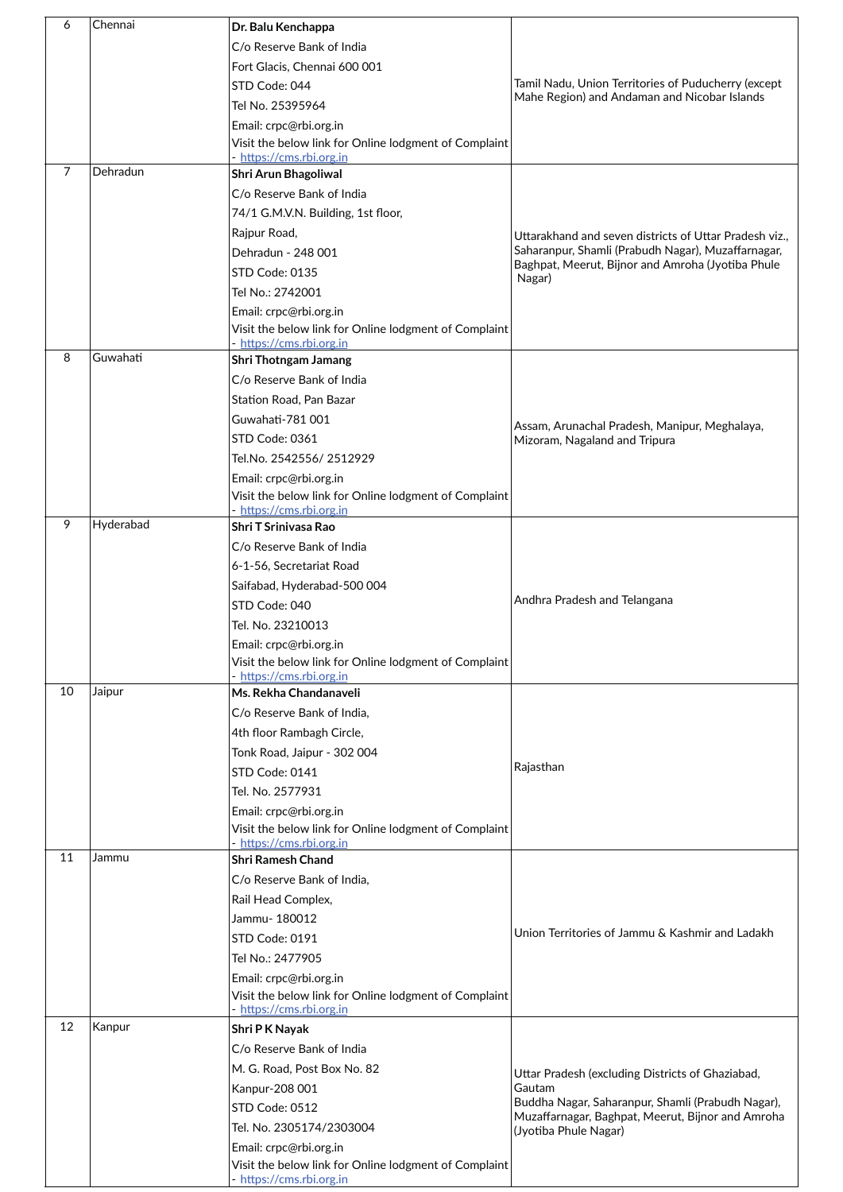| 6 | Chennai | **Dr. Balu Kenchappa**<br>C/o Reserve Bank of India<br>Fort Glacis, Chennai 600 001<br>STD Code: 044<br>Tel No. 25395964<br>Email: crpc@rbi.org.in<br>Visit the below link for Online lodgment of Complaint - https://cms.rbi.org.in | Tamil Nadu, Union Territories of Puducherry (except Mahe Region) and Andaman and Nicobar Islands |
|---|---|---|---|
| 7 | Dehradun | **Shri Arun Bhagoliwal**<br>C/o Reserve Bank of India<br>74/1 G.M.V.N. Building, 1st floor,<br>Rajpur Road,<br>Dehradun - 248 001<br>STD Code: 0135<br>Tel No.: 2742001<br>Email: crpc@rbi.org.in<br>Visit the below link for Online lodgment of Complaint - https://cms.rbi.org.in | Uttarakhand and seven districts of Uttar Pradesh viz., Saharanpur, Shamli (Prabudh Nagar), Muzaffarnagar, Baghpat, Meerut, Bijnor and Amroha (Jyotiba Phule Nagar) |
| 8 | Guwahati | **Shri Thotngam Jamang**<br>C/o Reserve Bank of India<br>Station Road, Pan Bazar<br>Guwahati-781 001<br>STD Code: 0361<br>Tel.No. 2542556/ 2512929<br>Email: crpc@rbi.org.in<br>Visit the below link for Online lodgment of Complaint - https://cms.rbi.org.in | Assam, Arunachal Pradesh, Manipur, Meghalaya, Mizoram, Nagaland and Tripura |
| 9 | Hyderabad | **Shri T Srinivasa Rao**<br>C/o Reserve Bank of India<br>6-1-56, Secretariat Road<br>Saifabad, Hyderabad-500 004<br>STD Code: 040<br>Tel. No. 23210013<br>Email: crpc@rbi.org.in<br>Visit the below link for Online lodgment of Complaint - https://cms.rbi.org.in | Andhra Pradesh and Telangana |
| 10 | Jaipur | **Ms. Rekha Chandanaveli**<br>C/o Reserve Bank of India,<br>4th floor Rambagh Circle,<br>Tonk Road, Jaipur - 302 004<br>STD Code: 0141<br>Tel. No. 2577931<br>Email: crpc@rbi.org.in<br>Visit the below link for Online lodgment of Complaint - https://cms.rbi.org.in | Rajasthan |
| 11 | Jammu | **Shri Ramesh Chand**<br>C/o Reserve Bank of India,<br>Rail Head Complex,<br>Jammu- 180012<br>STD Code: 0191<br>Tel No.: 2477905<br>Email: crpc@rbi.org.in<br>Visit the below link for Online lodgment of Complaint - https://cms.rbi.org.in | Union Territories of Jammu & Kashmir and Ladakh |
| 12 | Kanpur | **Shri P K Nayak**<br>C/o Reserve Bank of India<br>M. G. Road, Post Box No. 82<br>Kanpur-208 001<br>STD Code: 0512<br>Tel. No. 2305174/2303004<br>Email: crpc@rbi.org.in<br>Visit the below link for Online lodgment of Complaint - https://cms.rbi.org.in | Uttar Pradesh (excluding Districts of Ghaziabad, Gautam Buddha Nagar, Saharanpur, Shamli (Prabudh Nagar), Muzaffarnagar, Baghpat, Meerut, Bijnor and Amroha (Jyotiba Phule Nagar) |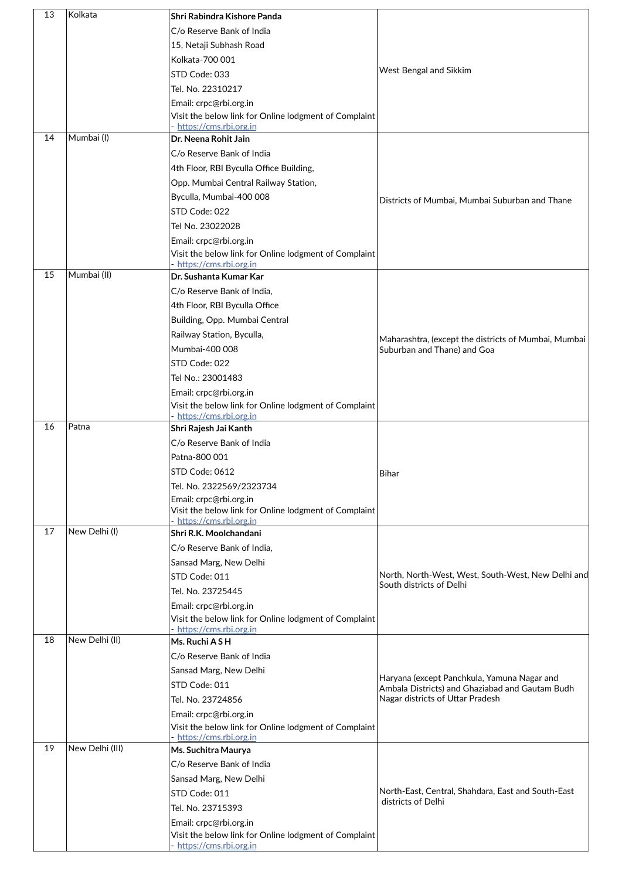| 13 | Kolkata | **Shri Rabindra Kishore Panda**<br>C/o Reserve Bank of India<br>15, Netaji Subhash Road<br>Kolkata-700 001<br>STD Code: 033<br>Tel. No. 22310217<br>Email: crpc@rbi.org.in<br>Visit the below link for Online lodgment of Complaint - https://cms.rbi.org.in | West Bengal and Sikkim |
|---|---|---|---|
| 14 | Mumbai (I) | **Dr. Neena Rohit Jain**<br>C/o Reserve Bank of India<br>4th Floor, RBI Byculla Office Building,<br>Opp. Mumbai Central Railway Station,<br>Byculla, Mumbai-400 008<br>STD Code: 022<br>Tel No. 23022028<br>Email: crpc@rbi.org.in<br>Visit the below link for Online lodgment of Complaint - https://cms.rbi.org.in | Districts of Mumbai, Mumbai Suburban and Thane |
| 15 | Mumbai (II) | **Dr. Sushanta Kumar Kar**<br>C/o Reserve Bank of India,<br>4th Floor, RBI Byculla Office<br>Building, Opp. Mumbai Central<br>Railway Station, Byculla,<br>Mumbai-400 008<br>STD Code: 022<br>Tel No.: 23001483<br>Email: crpc@rbi.org.in<br>Visit the below link for Online lodgment of Complaint - https://cms.rbi.org.in | Maharashtra, (except the districts of Mumbai, Mumbai Suburban and Thane) and Goa |
| 16 | Patna | **Shri Rajesh Jai Kanth**<br>C/o Reserve Bank of India<br>Patna-800 001<br>STD Code: 0612<br>Tel. No. 2322569/2323734<br>Email: crpc@rbi.org.in<br>Visit the below link for Online lodgment of Complaint - https://cms.rbi.org.in | Bihar |
| 17 | New Delhi (I) | **Shri R.K. Moolchandani**<br>C/o Reserve Bank of India,<br>Sansad Marg, New Delhi<br>STD Code: 011<br>Tel. No. 23725445<br>Email: crpc@rbi.org.in<br>Visit the below link for Online lodgment of Complaint - https://cms.rbi.org.in | North, North-West, West, South-West, New Delhi and South districts of Delhi |
| 18 | New Delhi (II) | **Ms. Ruchi A S H**<br>C/o Reserve Bank of India<br>Sansad Marg, New Delhi<br>STD Code: 011<br>Tel. No. 23724856<br>Email: crpc@rbi.org.in<br>Visit the below link for Online lodgment of Complaint - https://cms.rbi.org.in | Haryana (except Panchkula, Yamuna Nagar and Ambala Districts) and Ghaziabad and Gautam Budh Nagar districts of Uttar Pradesh |
| 19 | New Delhi (III) | **Ms. Suchitra Maurya**<br>C/o Reserve Bank of India<br>Sansad Marg, New Delhi<br>STD Code: 011<br>Tel. No. 23715393<br>Email: crpc@rbi.org.in<br>Visit the below link for Online lodgment of Complaint - https://cms.rbi.org.in | North-East, Central, Shahdara, East and South-East districts of Delhi |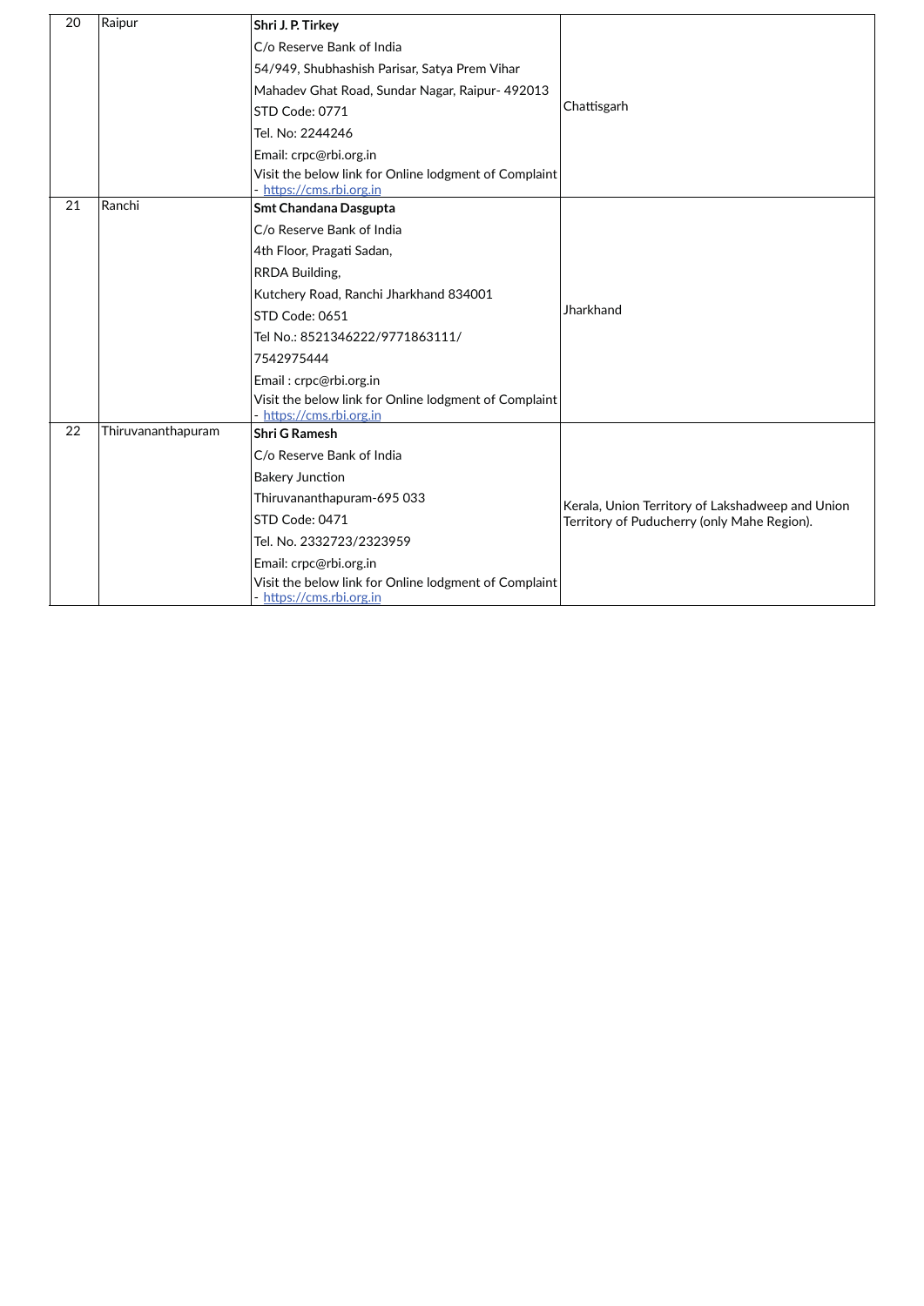| | | | |
|---|---|---|---|
| 20 | Raipur | **Shri J. P. Tirkey**<br>C/o Reserve Bank of India<br>54/949, Shubhashish Parisar, Satya Prem Vihar<br>Mahadev Ghat Road, Sundar Nagar, Raipur- 492013<br>STD Code: 0771<br>Tel. No: 2244246<br>Email: crpc@rbi.org.in<br>Visit the below link for Online lodgment of Complaint - https://cms.rbi.org.in | Chattisgarh |
| 21 | Ranchi | **Smt Chandana Dasgupta**<br>C/o Reserve Bank of India<br>4th Floor, Pragati Sadan,<br>RRDA Building,<br>Kutchery Road, Ranchi Jharkhand 834001<br>STD Code: 0651<br>Tel No.: 8521346222/9771863111/<br>7542975444<br>Email : crpc@rbi.org.in<br>Visit the below link for Online lodgment of Complaint - https://cms.rbi.org.in | Jharkhand |
| 22 | Thiruvananthapuram | **Shri G Ramesh**<br>C/o Reserve Bank of India<br>Bakery Junction<br>Thiruvananthapuram-695 033<br>STD Code: 0471<br>Tel. No. 2332723/2323959<br>Email: crpc@rbi.org.in<br>Visit the below link for Online lodgment of Complaint - https://cms.rbi.org.in | Kerala, Union Territory of Lakshadweep and Union Territory of Puducherry (only Mahe Region). |